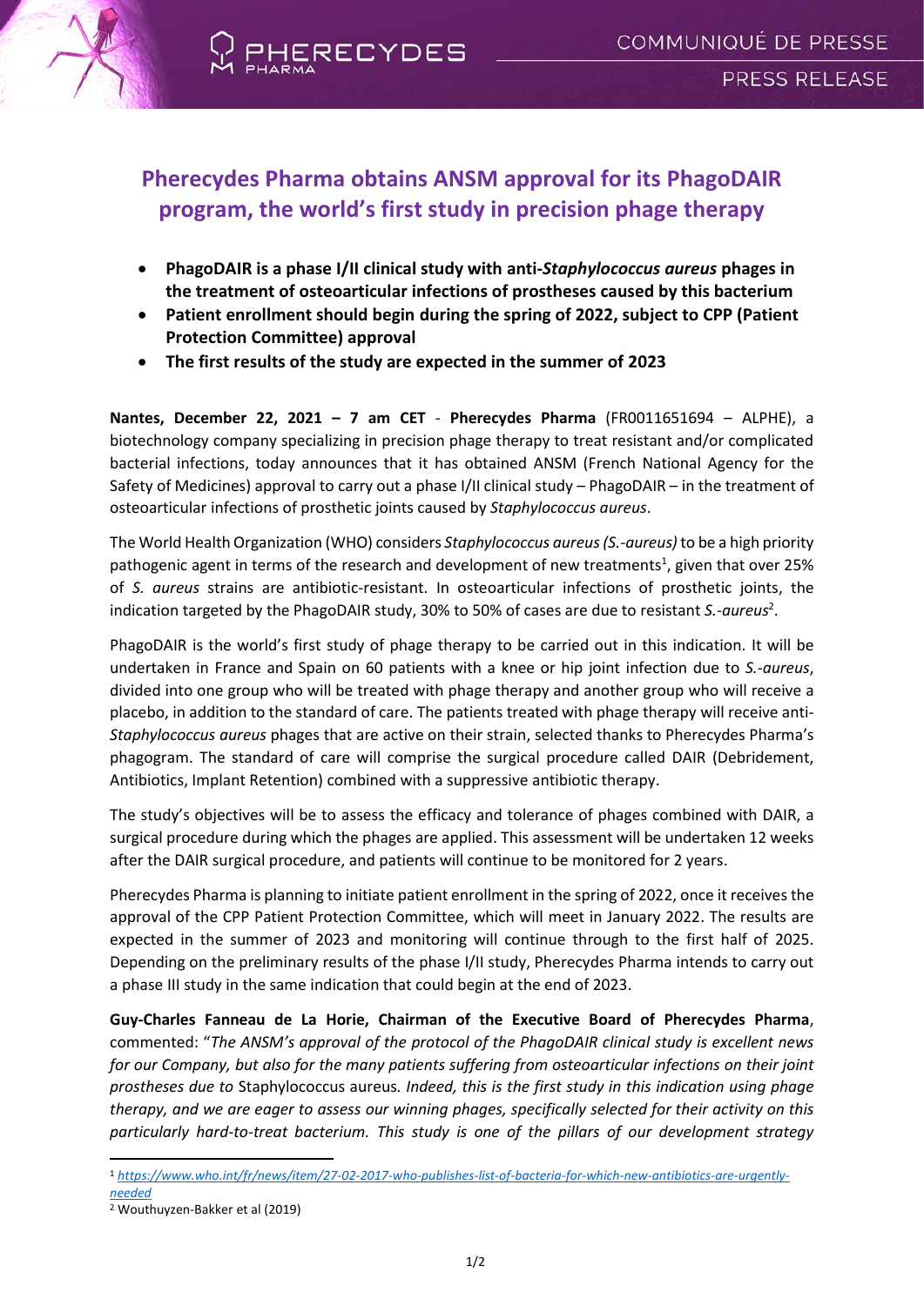# Pherecydes Pharma obtains ANSM approval for its PhagoDAIR program, the world's first study in precision phage therapy

- **PhagoDAIR is a phase I/II clinical study with anti-*Staphylococcus aureus* phages in the treatment of osteoarticular infections of prostheses caused by this bacterium**
- **Patient enrollment should begin during the spring of 2022, subject to CPP (Patient Protection Committee) approval**
- **The first results of the study are expected in the summer of 2023**

**Nantes, December 22, 2021 – 7 am CET** - **Pherecydes Pharma** (FR0011651694 – ALPHE), a biotechnology company specializing in precision phage therapy to treat resistant and/or complicated bacterial infections, today announces that it has obtained ANSM (French National Agency for the Safety of Medicines) approval to carry out a phase I/II clinical study – PhagoDAIR – in the treatment of osteoarticular infections of prosthetic joints caused by *Staphylococcus aureus*.

The World Health Organization (WHO) considers *Staphylococcus aureus (S.-aureus)* to be a high priority pathogenic agent in terms of the research and development of new treatments[1], given that over 25% of *S. aureus* strains are antibiotic-resistant. In osteoarticular infections of prosthetic joints, the indication targeted by the PhagoDAIR study, 30% to 50% of cases are due to resistant *S.-aureus*[2].

PhagoDAIR is the world's first study of phage therapy to be carried out in this indication. It will be undertaken in France and Spain on 60 patients with a knee or hip joint infection due to *S.-aureus*, divided into one group who will be treated with phage therapy and another group who will receive a placebo, in addition to the standard of care. The patients treated with phage therapy will receive anti-*Staphylococcus aureus* phages that are active on their strain, selected thanks to Pherecydes Pharma's phagogram. The standard of care will comprise the surgical procedure called DAIR (Debridement, Antibiotics, Implant Retention) combined with a suppressive antibiotic therapy.

The study's objectives will be to assess the efficacy and tolerance of phages combined with DAIR, a surgical procedure during which the phages are applied. This assessment will be undertaken 12 weeks after the DAIR surgical procedure, and patients will continue to be monitored for 2 years.

Pherecydes Pharma is planning to initiate patient enrollment in the spring of 2022, once it receives the approval of the CPP Patient Protection Committee, which will meet in January 2022. The results are expected in the summer of 2023 and monitoring will continue through to the first half of 2025. Depending on the preliminary results of the phase I/II study, Pherecydes Pharma intends to carry out a phase III study in the same indication that could begin at the end of 2023.

**Guy-Charles Fanneau de La Horie, Chairman of the Executive Board of Pherecydes Pharma**, commented: "*The ANSM's approval of the protocol of the PhagoDAIR clinical study is excellent news for our Company, but also for the many patients suffering from osteoarticular infections on their joint prostheses due to* Staphylococcus aureus*. Indeed, this is the first study in this indication using phage therapy, and we are eager to assess our winning phages, specifically selected for their activity on this particularly hard-to-treat bacterium. This study is one of the pillars of our development strategy*

---

[1] https://www.who.int/fr/news/item/27-02-2017-who-publishes-list-of-bacteria-for-which-new-antibiotics-are-urgently-needed

[2] Wouthuyzen-Bakker et al (2019)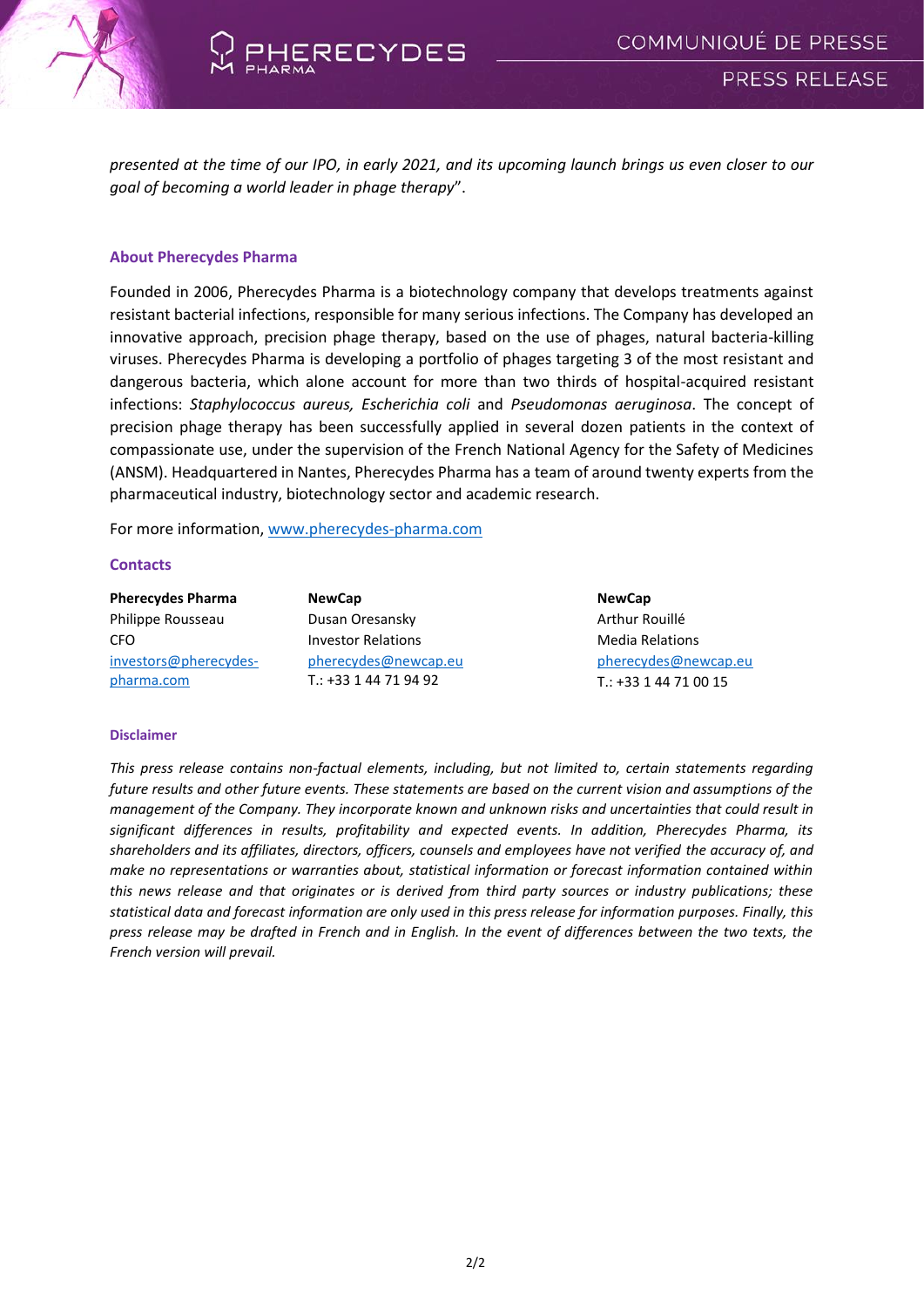*presented at the time of our IPO, in early 2021, and its upcoming launch brings us even closer to our goal of becoming a world leader in phage therapy*".

### About Pherecydes Pharma

Founded in 2006, Pherecydes Pharma is a biotechnology company that develops treatments against resistant bacterial infections, responsible for many serious infections. The Company has developed an innovative approach, precision phage therapy, based on the use of phages, natural bacteria-killing viruses. Pherecydes Pharma is developing a portfolio of phages targeting 3 of the most resistant and dangerous bacteria, which alone account for more than two thirds of hospital-acquired resistant infections: *Staphylococcus aureus, Escherichia coli* and *Pseudomonas aeruginosa*. The concept of precision phage therapy has been successfully applied in several dozen patients in the context of compassionate use, under the supervision of the French National Agency for the Safety of Medicines (ANSM). Headquartered in Nantes, Pherecydes Pharma has a team of around twenty experts from the pharmaceutical industry, biotechnology sector and academic research.

For more information, www.pherecydes-pharma.com

### Contacts

| | | |
|---|---|---|
| **Pherecydes Pharma** | **NewCap** | **NewCap** |
| Philippe Rousseau | Dusan Oresansky | Arthur Rouillé |
| CFO | Investor Relations | Media Relations |
| investors@pherecydes-pharma.com | pherecydes@newcap.eu | pherecydes@newcap.eu |
| | T.: +33 1 44 71 94 92 | T.: +33 1 44 71 00 15 |

### Disclaimer

*This press release contains non-factual elements, including, but not limited to, certain statements regarding future results and other future events. These statements are based on the current vision and assumptions of the management of the Company. They incorporate known and unknown risks and uncertainties that could result in significant differences in results, profitability and expected events. In addition, Pherecydes Pharma, its shareholders and its affiliates, directors, officers, counsels and employees have not verified the accuracy of, and make no representations or warranties about, statistical information or forecast information contained within this news release and that originates or is derived from third party sources or industry publications; these statistical data and forecast information are only used in this press release for information purposes. Finally, this press release may be drafted in French and in English. In the event of differences between the two texts, the French version will prevail.*